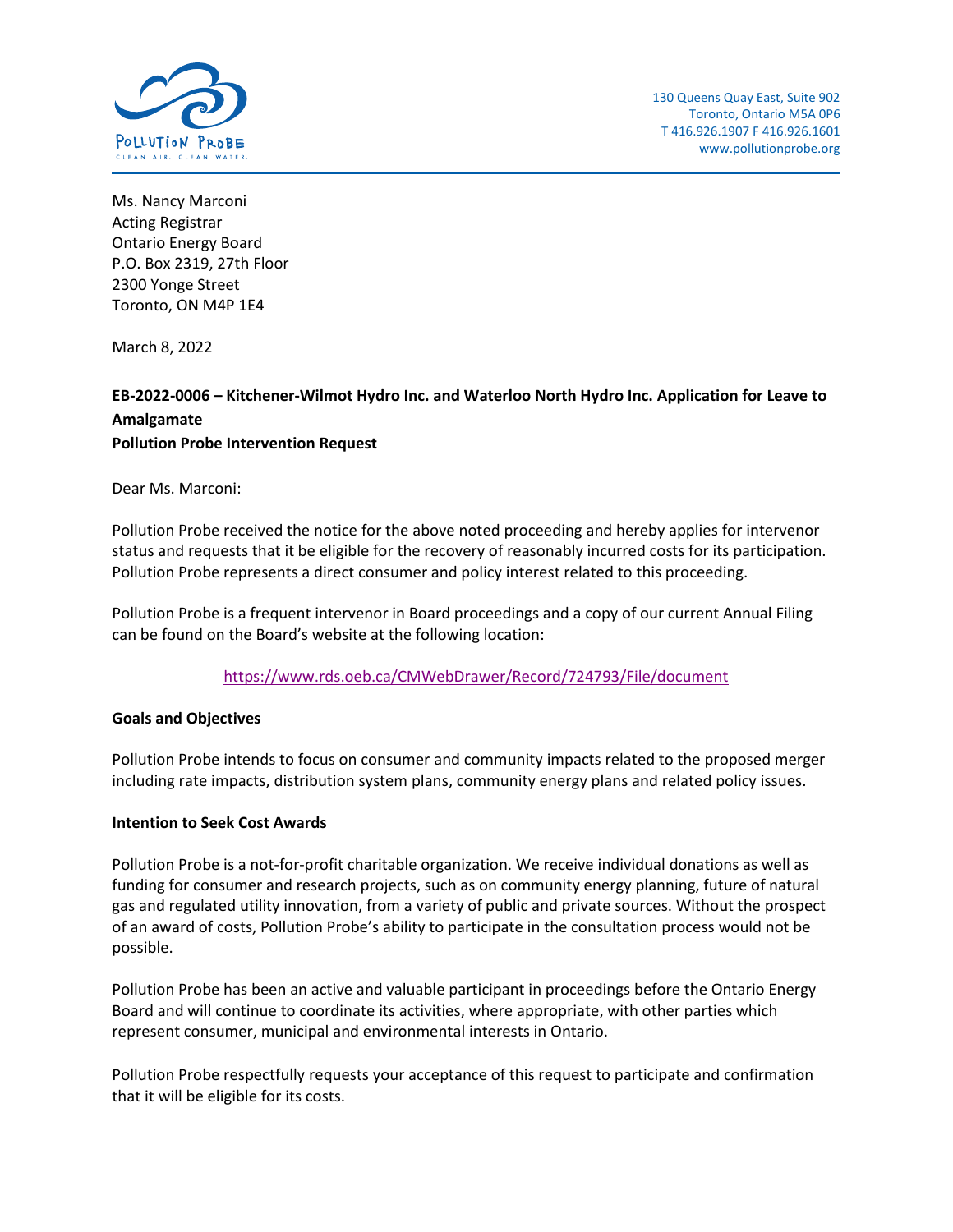130 Queens Quay East, Suite 902
Toronto, Ontario M5A 0P6
T 416.926.1907 F 416.926.1601
www.pollutionprobe.org

Ms. Nancy Marconi
Acting Registrar
Ontario Energy Board
P.O. Box 2319, 27th Floor
2300 Yonge Street
Toronto, ON M4P 1E4

March 8, 2022

**EB-2022-0006 – Kitchener-Wilmot Hydro Inc. and Waterloo North Hydro Inc. Application for Leave to Amalgamate**
**Pollution Probe Intervention Request**

Dear Ms. Marconi:

Pollution Probe received the notice for the above noted proceeding and hereby applies for intervenor status and requests that it be eligible for the recovery of reasonably incurred costs for its participation. Pollution Probe represents a direct consumer and policy interest related to this proceeding.

Pollution Probe is a frequent intervenor in Board proceedings and a copy of our current Annual Filing can be found on the Board's website at the following location:

https://www.rds.oeb.ca/CMWebDrawer/Record/724793/File/document

**Goals and Objectives**

Pollution Probe intends to focus on consumer and community impacts related to the proposed merger including rate impacts, distribution system plans, community energy plans and related policy issues.

**Intention to Seek Cost Awards**

Pollution Probe is a not-for-profit charitable organization. We receive individual donations as well as funding for consumer and research projects, such as on community energy planning, future of natural gas and regulated utility innovation, from a variety of public and private sources. Without the prospect of an award of costs, Pollution Probe's ability to participate in the consultation process would not be possible.

Pollution Probe has been an active and valuable participant in proceedings before the Ontario Energy Board and will continue to coordinate its activities, where appropriate, with other parties which represent consumer, municipal and environmental interests in Ontario.

Pollution Probe respectfully requests your acceptance of this request to participate and confirmation that it will be eligible for its costs.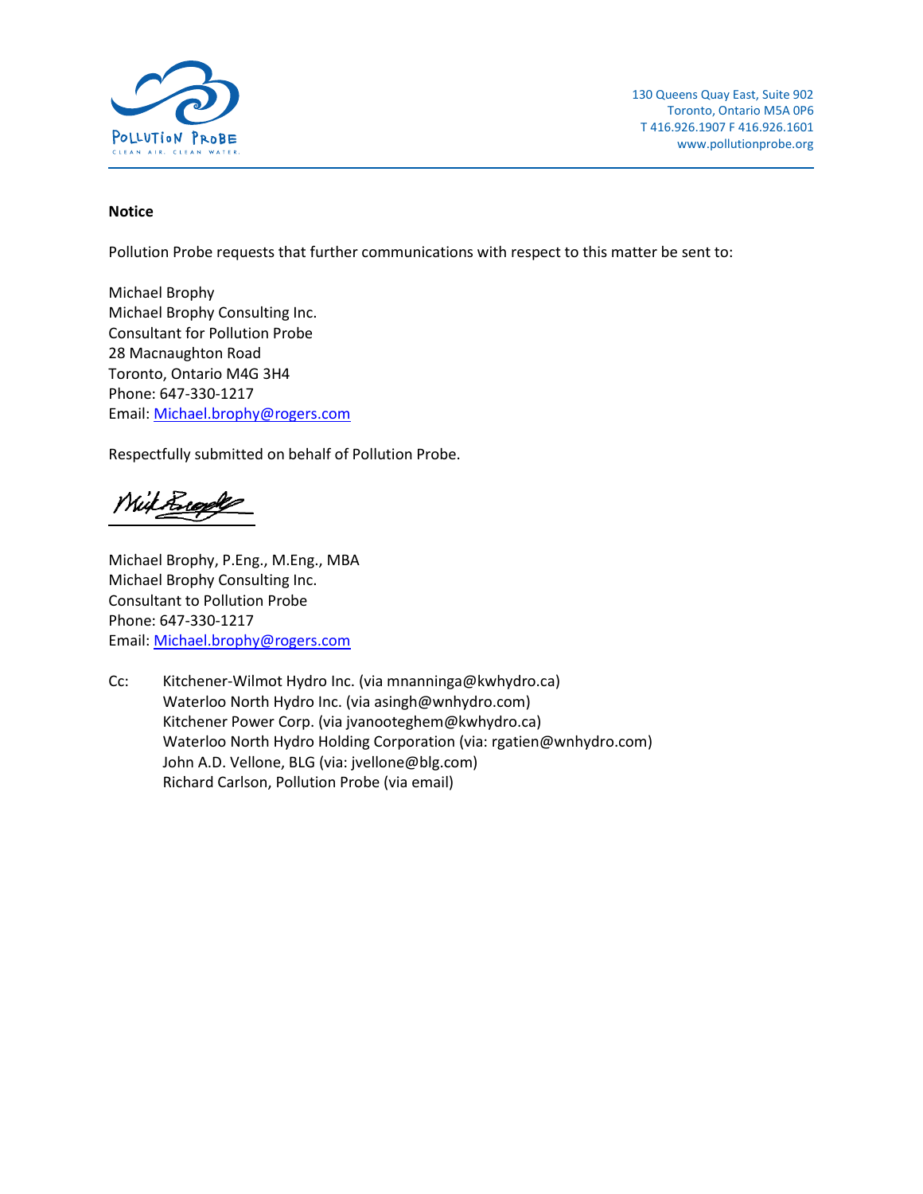POLLUTION PROBE
CLEAN AIR. CLEAN WATER.

130 Queens Quay East, Suite 902
Toronto, Ontario M5A 0P6
T 416.926.1907 F 416.926.1601
www.pollutionprobe.org

**Notice**

Pollution Probe requests that further communications with respect to this matter be sent to:

Michael Brophy
Michael Brophy Consulting Inc.
Consultant for Pollution Probe
28 Macnaughton Road
Toronto, Ontario M4G 3H4
Phone: 647-330-1217
Email: Michael.brophy@rogers.com

Respectfully submitted on behalf of Pollution Probe.

Michael Brophy, P.Eng., M.Eng., MBA
Michael Brophy Consulting Inc.
Consultant to Pollution Probe
Phone: 647-330-1217
Email: Michael.brophy@rogers.com

Cc: Kitchener-Wilmot Hydro Inc. (via mnanninga@kwhydro.ca)
Waterloo North Hydro Inc. (via asingh@wnhydro.com)
Kitchener Power Corp. (via jvanooteghem@kwhydro.ca)
Waterloo North Hydro Holding Corporation (via: rgatien@wnhydro.com)
John A.D. Vellone, BLG (via: jvellone@blg.com)
Richard Carlson, Pollution Probe (via email)